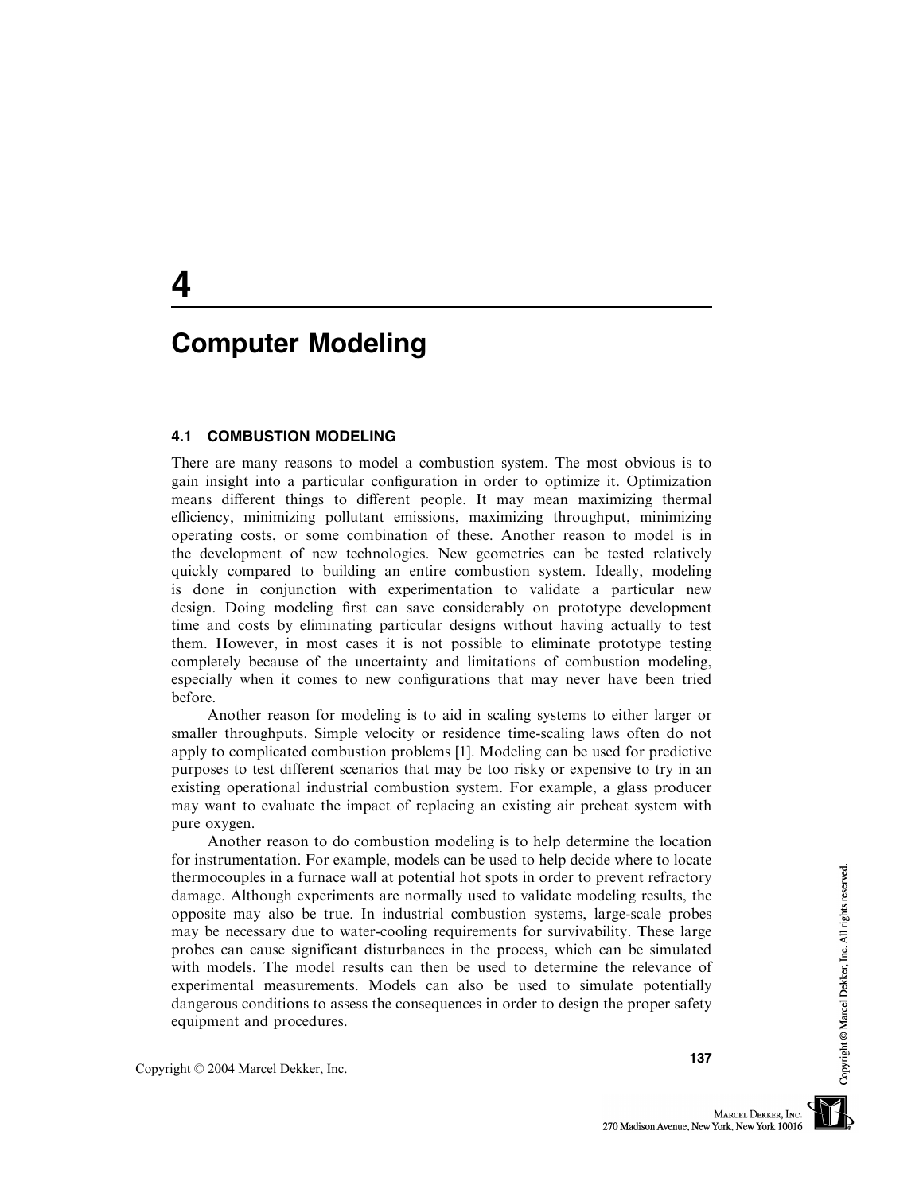# 4 Computer Modeling

## 4.1 COMBUSTION MODELING

There are many reasons to model a combustion system. The most obvious is to gain insight into a particular configuration in order to optimize it. Optimization means different things to different people. It may mean maximizing thermal efficiency, minimizing pollutant emissions, maximizing throughput, minimizing operating costs, or some combination of these. Another reason to model is in the development of new technologies. New geometries can be tested relatively quickly compared to building an entire combustion system. Ideally, modeling is done in conjunction with experimentation to validate a particular new design. Doing modeling first can save considerably on prototype development time and costs by eliminating particular designs without having actually to test them. However, in most cases it is not possible to eliminate prototype testing completely because of the uncertainty and limitations of combustion modeling, especially when it comes to new configurations that may never have been tried before.

Another reason for modeling is to aid in scaling systems to either larger or smaller throughputs. Simple velocity or residence time-scaling laws often do not apply to complicated combustion problems [1]. Modeling can be used for predictive purposes to test different scenarios that may be too risky or expensive to try in an existing operational industrial combustion system. For example, a glass producer may want to evaluate the impact of replacing an existing air preheat system with pure oxygen.

Another reason to do combustion modeling is to help determine the location for instrumentation. For example, models can be used to help decide where to locate thermocouples in a furnace wall at potential hot spots in order to prevent refractory damage. Although experiments are normally used to validate modeling results, the opposite may also be true. In industrial combustion systems, large-scale probes may be necessary due to water-cooling requirements for survivability. These large probes can cause significant disturbances in the process, which can be simulated with models. The model results can then be used to determine the relevance of experimental measurements. Models can also be used to simulate potentially dangerous conditions to assess the consequences in order to design the proper safety equipment and procedures.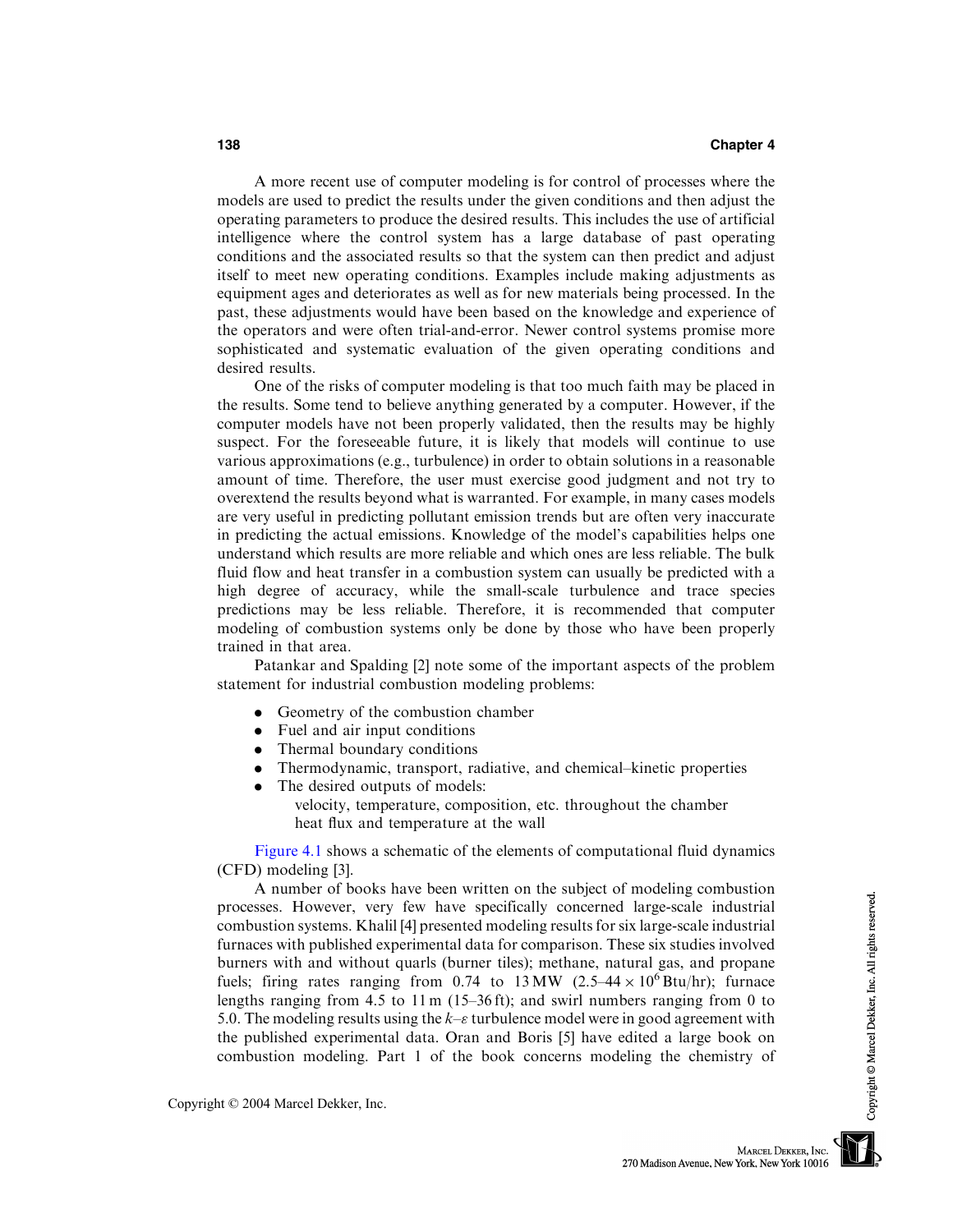A more recent use of computer modeling is for control of processes where the models are used to predict the results under the given conditions and then adjust the operating parameters to produce the desired results. This includes the use of artificial intelligence where the control system has a large database of past operating conditions and the associated results so that the system can then predict and adjust itself to meet new operating conditions. Examples include making adjustments as equipment ages and deteriorates as well as for new materials being processed. In the past, these adjustments would have been based on the knowledge and experience of the operators and were often trial-and-error. Newer control systems promise more sophisticated and systematic evaluation of the given operating conditions and desired results.

One of the risks of computer modeling is that too much faith may be placed in the results. Some tend to believe anything generated by a computer. However, if the computer models have not been properly validated, then the results may be highly suspect. For the foreseeable future, it is likely that models will continue to use various approximations (e.g., turbulence) in order to obtain solutions in a reasonable amount of time. Therefore, the user must exercise good judgment and not try to overextend the results beyond what is warranted. For example, in many cases models are very useful in predicting pollutant emission trends but are often very inaccurate in predicting the actual emissions. Knowledge of the model's capabilities helps one understand which results are more reliable and which ones are less reliable. The bulk fluid flow and heat transfer in a combustion system can usually be predicted with a high degree of accuracy, while the small-scale turbulence and trace species predictions may be less reliable. Therefore, it is recommended that computer modeling of combustion systems only be done by those who have been properly trained in that area.

Patankar and Spalding [2] note some of the important aspects of the problem statement for industrial combustion modeling problems:

- Geometry of the combustion chamber
- Fuel and air input conditions
- Thermal boundary conditions
- Thermodynamic, transport, radiative, and chemical–kinetic properties
- The desired outputs of models:
  velocity, temperature, composition, etc. throughout the chamber
  heat flux and temperature at the wall

Figure 4.1 shows a schematic of the elements of computational fluid dynamics (CFD) modeling [3].

A number of books have been written on the subject of modeling combustion processes. However, very few have specifically concerned large-scale industrial combustion systems. Khalil [4] presented modeling results for six large-scale industrial furnaces with published experimental data for comparison. These six studies involved burners with and without quarls (burner tiles); methane, natural gas, and propane fuels; firing rates ranging from 0.74 to 13 MW ($2.5$–$44 \times 10^6$ Btu/hr); furnace lengths ranging from 4.5 to 11 m (15–36 ft); and swirl numbers ranging from 0 to 5.0. The modeling results using the $k$–$\varepsilon$ turbulence model were in good agreement with the published experimental data. Oran and Boris [5] have edited a large book on combustion modeling. Part 1 of the book concerns modeling the chemistry of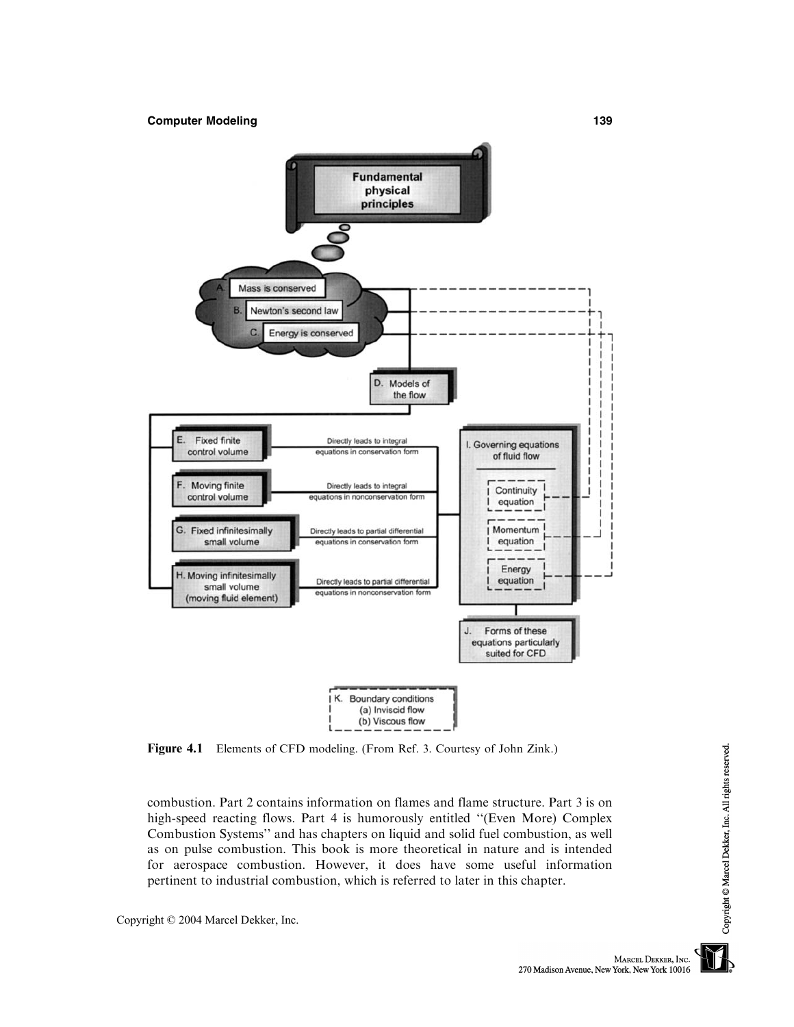**Figure 4.1** Elements of CFD modeling. (From Ref. 3. Courtesy of John Zink.)

combustion. Part 2 contains information on flames and flame structure. Part 3 is on high-speed reacting flows. Part 4 is humorously entitled ''(Even More) Complex Combustion Systems'' and has chapters on liquid and solid fuel combustion, as well as on pulse combustion. This book is more theoretical in nature and is intended for aerospace combustion. However, it does have some useful information pertinent to industrial combustion, which is referred to later in this chapter.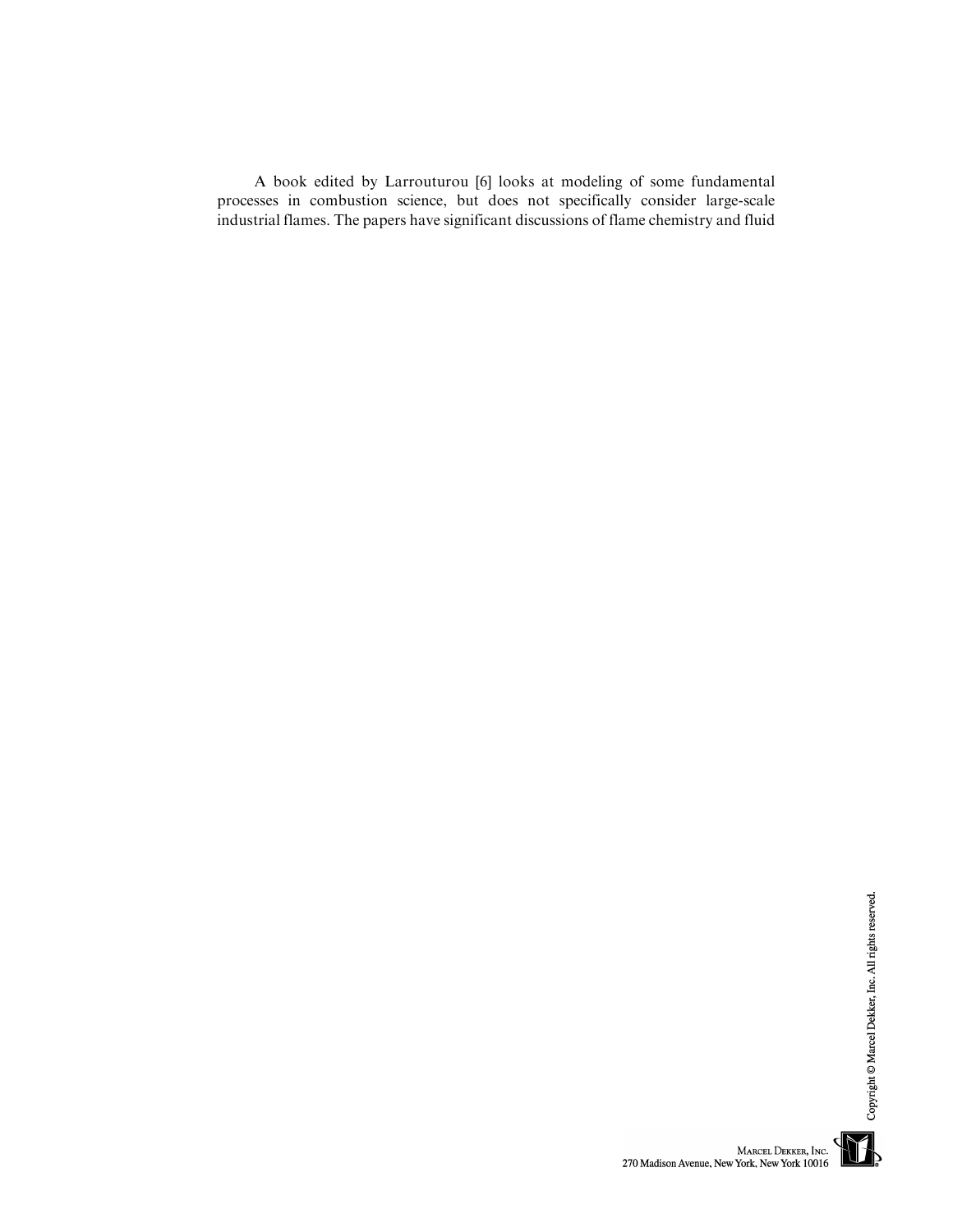A book edited by Larrouturou [6] looks at modeling of some fundamental processes in combustion science, but does not specifically consider large-scale industrial flames. The papers have significant discussions of flame chemistry and fluid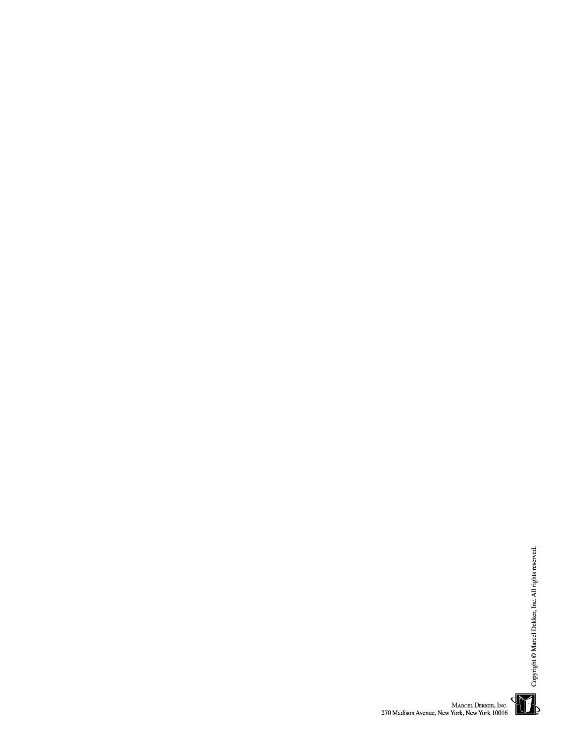Marcel Dekker, Inc.
270 Madison Avenue, New York, New York 10016

Copyright © Marcel Dekker, Inc. All rights reserved.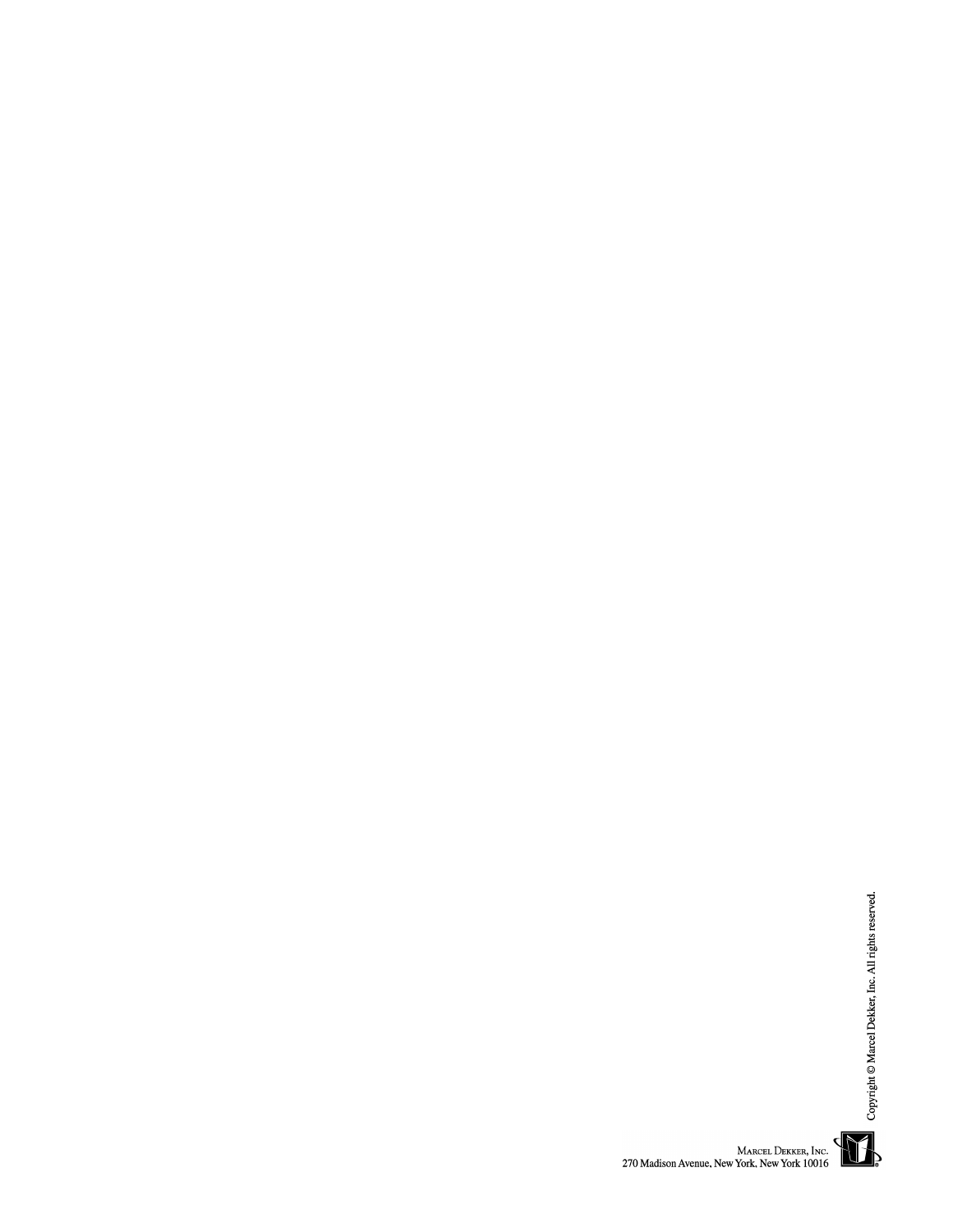Copyright © Marcel Dekker, Inc. All rights reserved.

Marcel Dekker, Inc.
270 Madison Avenue, New York, New York 10016